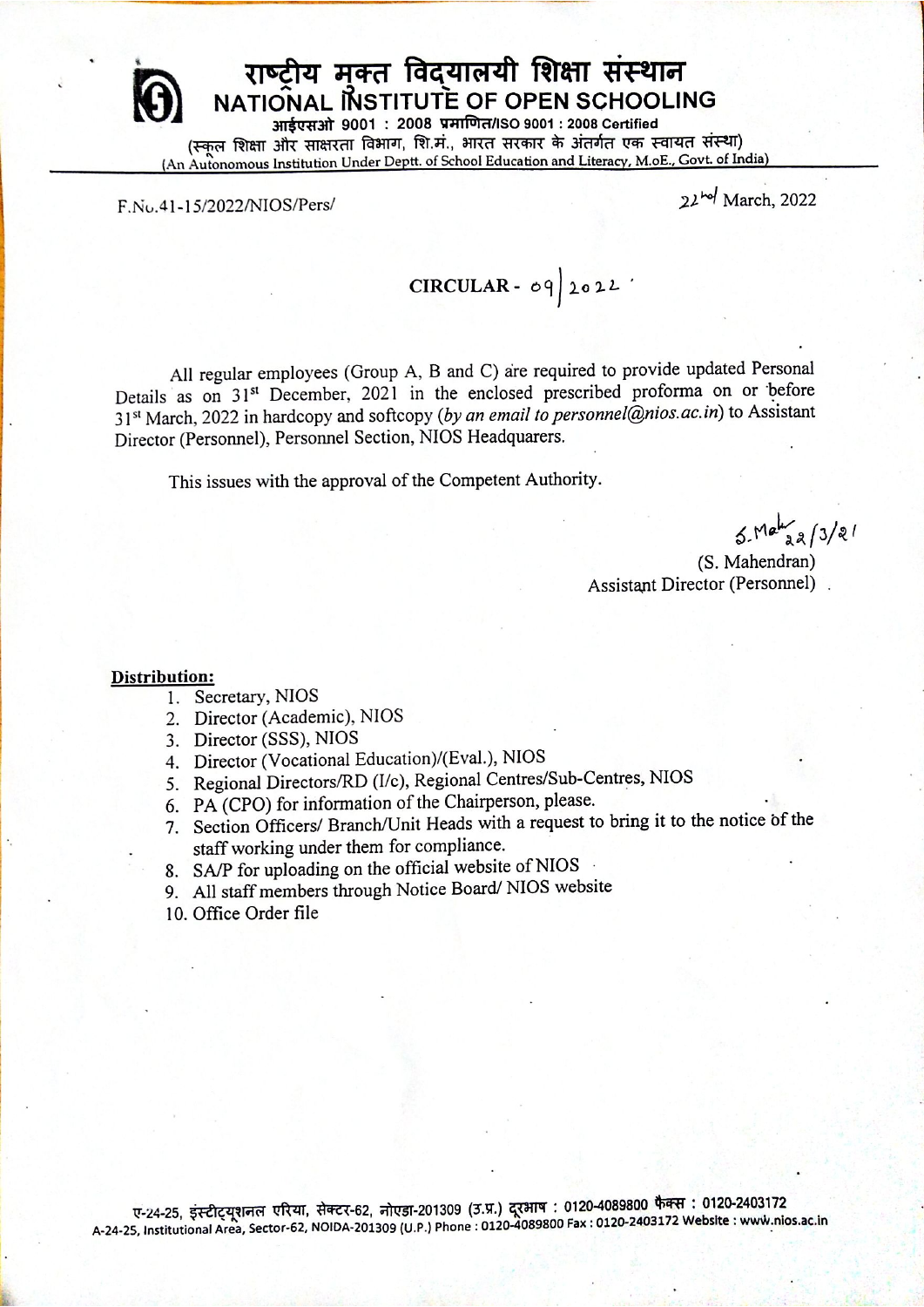# राष्ट्रीय मुक्त विद्यालयी शिक्षा संस्थान
## NATIONAL INSTITUTE OF OPEN SCHOOLING

आईएसओ 9001 : 2008 प्रमाणित/ISO 9001 : 2008 Certified

(स्कूल शिक्षा और साक्षरता विभाग, शि.मं., भारत सरकार के अंतर्गत एक स्वायत संस्था)

(An Autonomous Institution Under Deptt. of School Education and Literacy, M.oE., Govt. of India)

F.No.41-15/2022/NIOS/Pers/ 22nd March, 2022

**CIRCULAR - 09/2022**

All regular employees (Group A, B and C) are required to provide updated Personal Details as on 31st December, 2021 in the enclosed prescribed proforma on or before 31st March, 2022 in hardcopy and softcopy (*by an email to personnel@nios.ac.in*) to Assistant Director (Personnel), Personnel Section, NIOS Headquarers.

This issues with the approval of the Competent Authority.

S. Mah 22/3/21

(S. Mahendran)
Assistant Director (Personnel)

**Distribution:**

1. Secretary, NIOS
2. Director (Academic), NIOS
3. Director (SSS), NIOS
4. Director (Vocational Education)/(Eval.), NIOS
5. Regional Directors/RD (I/c), Regional Centres/Sub-Centres, NIOS
6. PA (CPO) for information of the Chairperson, please.
7. Section Officers/ Branch/Unit Heads with a request to bring it to the notice of the staff working under them for compliance.
8. SA/P for uploading on the official website of NIOS
9. All staff members through Notice Board/ NIOS website
10. Office Order file

ए-24-25, इंस्टीट्यूशनल एरिया, सेक्टर-62, नोएडा-201309 (उ.प्र.) दूरभाष : 0120-4089800 फैक्स : 0120-2403172
A-24-25, Institutional Area, Sector-62, NOIDA-201309 (U.P.) Phone : 0120-4089800 Fax : 0120-2403172 Website : www.nios.ac.in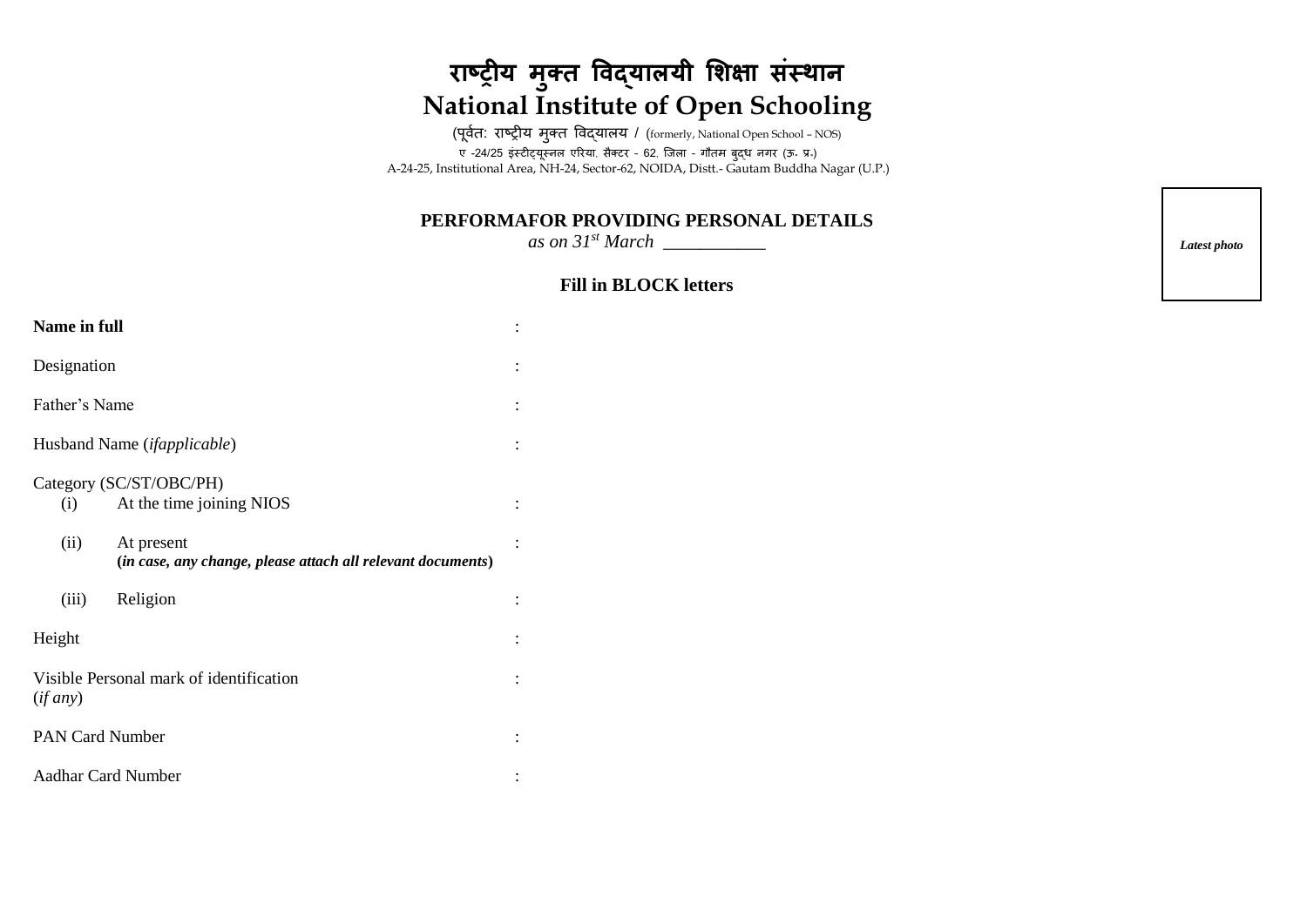# राष्ट्रीय मुक्त विद्यालयी शिक्षा संस्थान
# National Institute of Open Schooling

(पूर्वतः राष्ट्रीय मुक्त विद्यालय / (formerly, National Open School – NOS)

ए -24/25 इंस्टीट्यूस्नल एरिया, सैक्टर - 62, जिला - गौतम बुद्ध नगर (ऊ. प्र.)

A-24-25, Institutional Area, NH-24, Sector-62, NOIDA, Distt.- Gautam Buddha Nagar (U.P.)

*Latest photo*

**PERFORMAFOR PROVIDING PERSONAL DETAILS**

*as on 31st March ___________*

**Fill in BLOCK letters**

**Name in full** :

Designation :

Father's Name :

Husband Name (*ifapplicable*) :

Category (SC/ST/OBC/PH)

(i) At the time joining NIOS :

(ii) At present :
**(*in case, any change, please attach all relevant documents*)**

(iii) Religion :

Height :

Visible Personal mark of identification (*if any*) :

PAN Card Number :

Aadhar Card Number :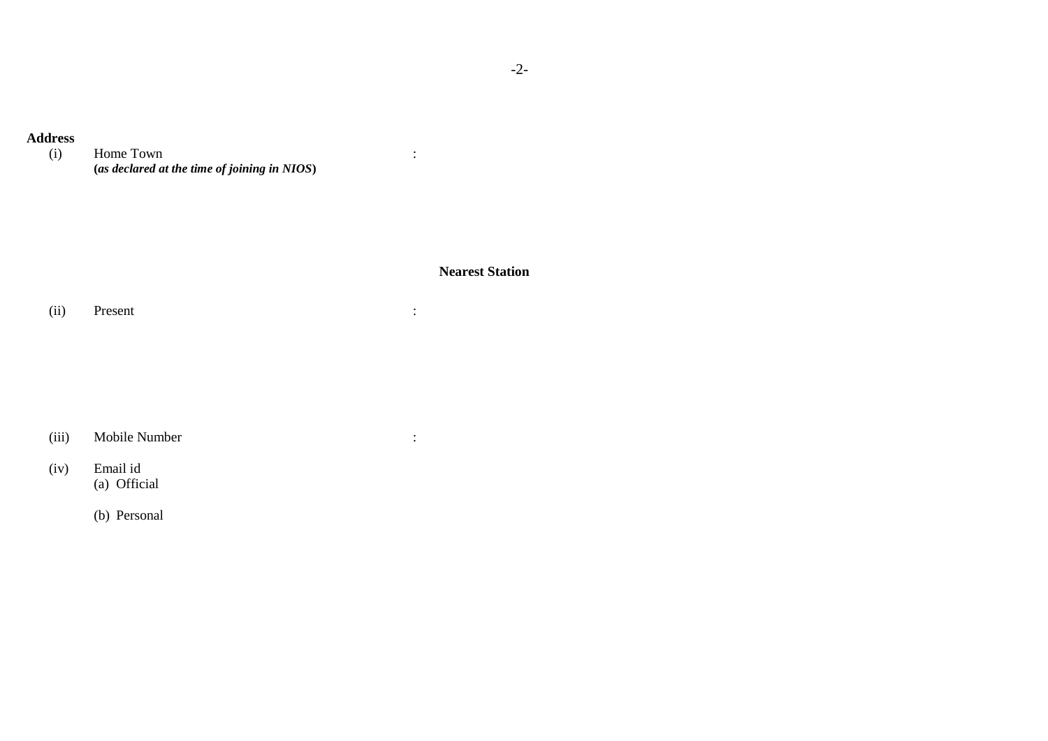**Address**

(i) Home Town :
**(*as declared at the time of joining in NIOS*)**

**Nearest Station**

(ii) Present :

(iii) Mobile Number :

(iv) Email id
(a) Official

(b) Personal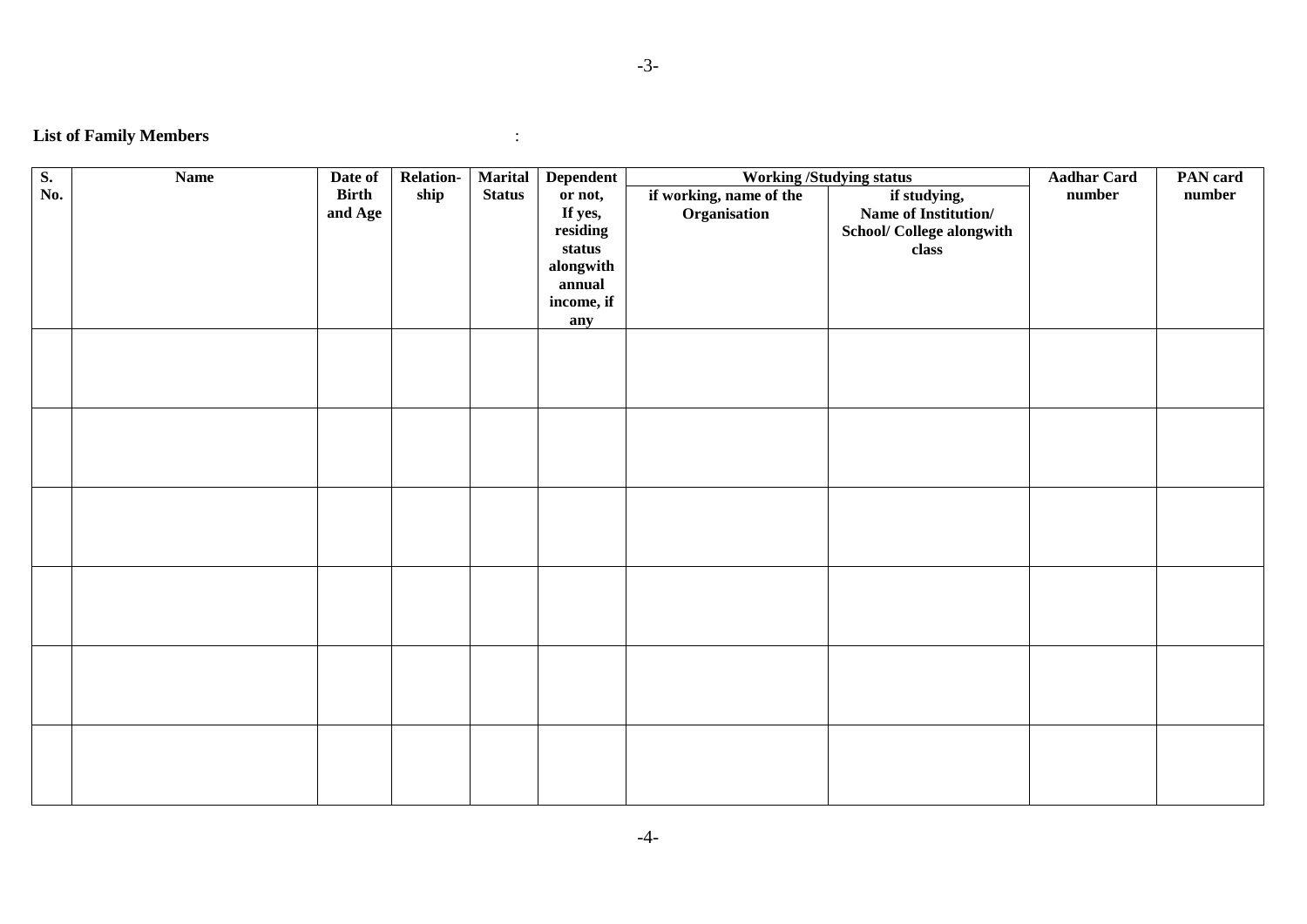**List of Family Members** :

| S. No. | Name | Date of Birth and Age | Relation-ship | Marital Status | Dependent or not, If yes, residing status alongwith annual income, if any | Working /Studying status | | Aadhar Card number | PAN card number |
|---|---|---|---|---|---|---|---|---|---|
| | | | | | | if working, name of the Organisation | if studying, Name of Institution/ School/ College alongwith class | | |
| | | | | | | | | | |
| | | | | | | | | | |
| | | | | | | | | | |
| | | | | | | | | | |
| | | | | | | | | | |
| | | | | | | | | | |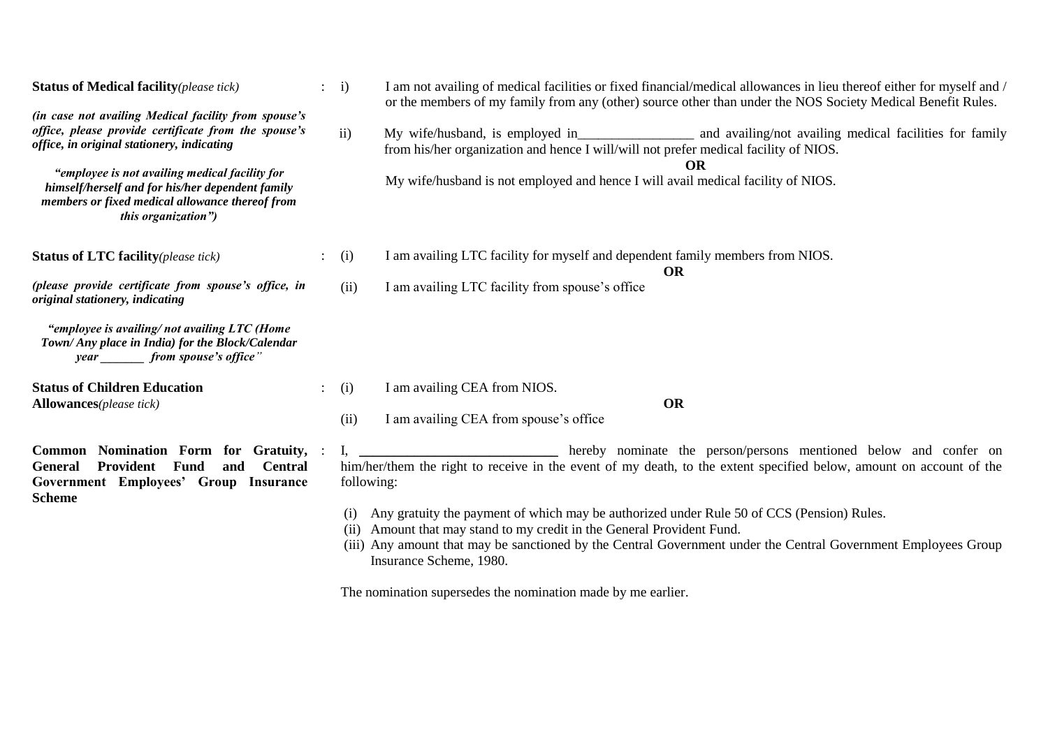| | | |
|---|---|---|
| **Status of Medical facility***(please tick)*<br><br>***(in case not availing Medical facility from spouse's office, please provide certificate from the spouse's office, in original stationery, indicating***<br><br>***"employee is not availing medical facility for himself/herself and for his/her dependent family members or fixed medical allowance thereof from this organization")*** | : | i) I am not availing of medical facilities or fixed financial/medical allowances in lieu thereof either for myself and / or the members of my family from any (other) source other than under the NOS Society Medical Benefit Rules.<br><br>ii) My wife/husband, is employed in_________________ and availing/not availing medical facilities for family from his/her organization and hence I will/will not prefer medical facility of NIOS.<br>**OR**<br>My wife/husband is not employed and hence I will avail medical facility of NIOS. |
| **Status of LTC facility***(please tick)*<br><br>***(please provide certificate from spouse's office, in original stationery, indicating***<br><br>***"employee is availing/ not availing LTC (Home Town/ Any place in India) for the Block/Calendar year _______ from spouse's office"*** | : | (i) I am availing LTC facility for myself and dependent family members from NIOS.<br>**OR**<br>(ii) I am availing LTC facility from spouse's office |
| **Status of Children Education Allowances***(please tick)* | : | (i) I am availing CEA from NIOS.<br>**OR**<br>(ii) I am availing CEA from spouse's office |
| **Common Nomination Form for Gratuity, General Provident Fund and Central Government Employees' Group Insurance Scheme** | : | I, ____________________________ hereby nominate the person/persons mentioned below and confer on him/her/them the right to receive in the event of my death, to the extent specified below, amount on account of the following:<br><br>(i) Any gratuity the payment of which may be authorized under Rule 50 of CCS (Pension) Rules.<br>(ii) Amount that may stand to my credit in the General Provident Fund.<br>(iii) Any amount that may be sanctioned by the Central Government under the Central Government Employees Group Insurance Scheme, 1980.<br><br>The nomination supersedes the nomination made by me earlier. |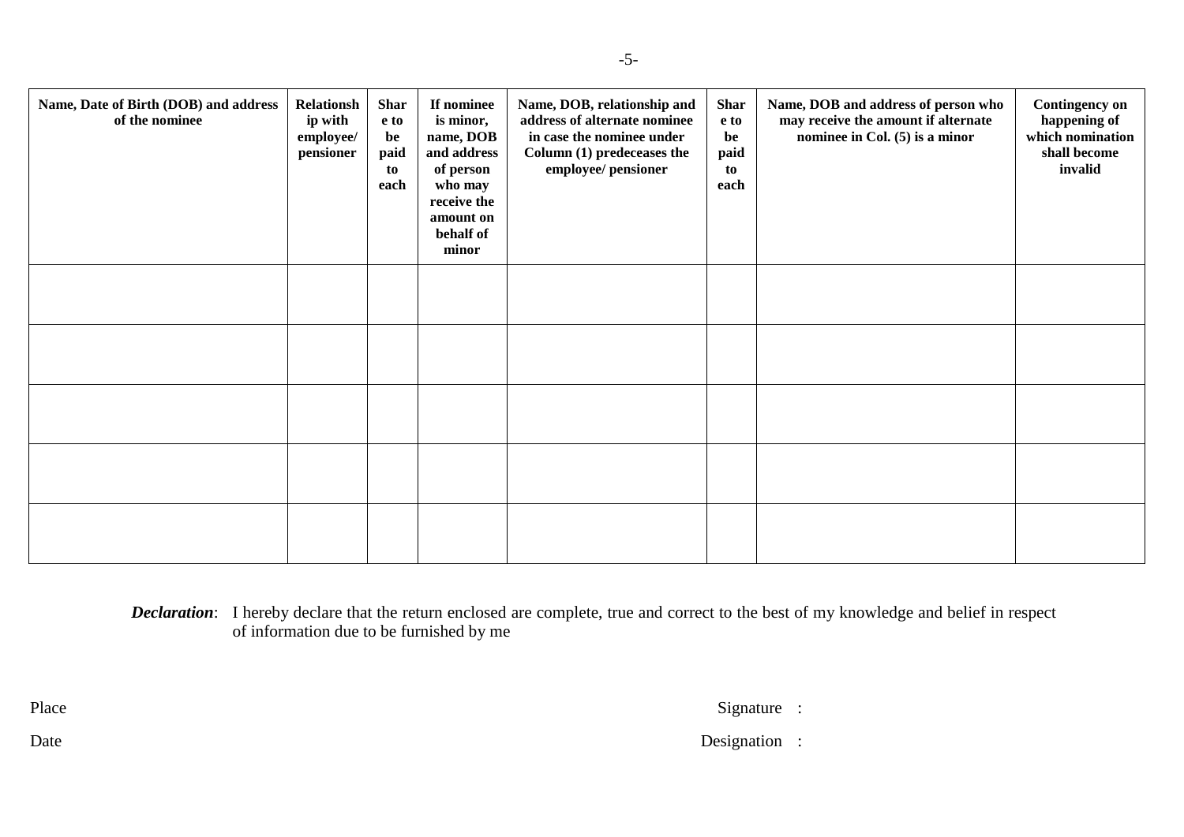| Name, Date of Birth (DOB) and address of the nominee | Relationship with employee/ pensioner | Share to be paid to each | If nominee is minor, name, DOB and address of person who may receive the amount on behalf of minor | Name, DOB, relationship and address of alternate nominee in case the nominee under Column (1) predeceases the employee/ pensioner | Share to be paid to each | Name, DOB and address of person who may receive the amount if alternate nominee in Col. (5) is a minor | Contingency on happening of which nomination shall become invalid |
|---|---|---|---|---|---|---|---|
| | | | | | | | |
| | | | | | | | |
| | | | | | | | |
| | | | | | | | |
| | | | | | | | |

***Declaration***: I hereby declare that the return enclosed are complete, true and correct to the best of my knowledge and belief in respect of information due to be furnished by me

Place

Date

Signature :

Designation :